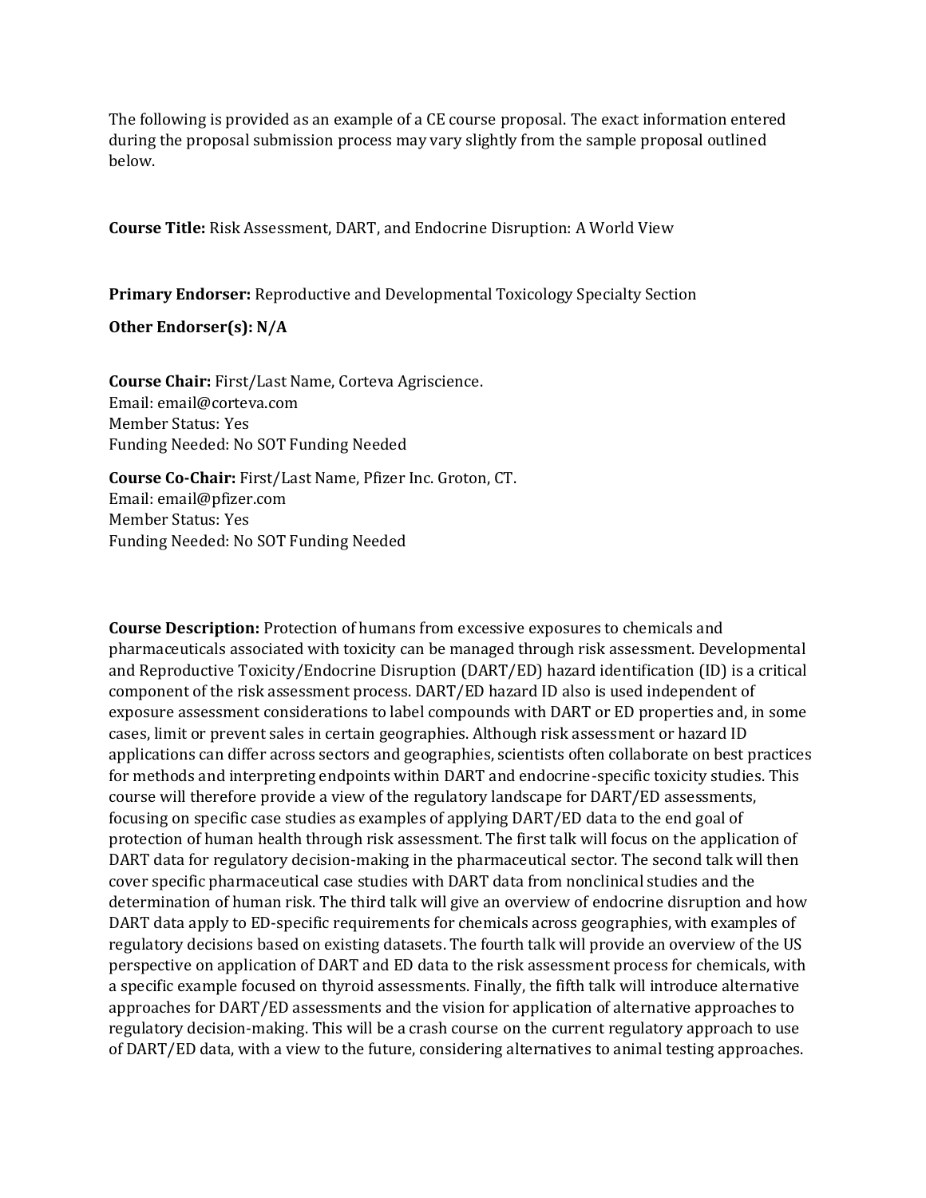The following is provided as an example of a CE course proposal. The exact information entered during the proposal submission process may vary slightly from the sample proposal outlined below.

**Course Title:** Risk Assessment, DART, and Endocrine Disruption: A World View

**Primary Endorser:** Reproductive and Developmental Toxicology Specialty Section

**Other Endorser(s): N/A**

**Course Chair:** First/Last Name, Corteva Agriscience.  
Email: email@corteva.com  
Member Status: Yes  
Funding Needed: No SOT Funding Needed

**Course Co-Chair:** First/Last Name, Pfizer Inc. Groton, CT.  
Email: email@pfizer.com  
Member Status: Yes  
Funding Needed: No SOT Funding Needed

**Course Description:** Protection of humans from excessive exposures to chemicals and pharmaceuticals associated with toxicity can be managed through risk assessment. Developmental and Reproductive Toxicity/Endocrine Disruption (DART/ED) hazard identification (ID) is a critical component of the risk assessment process. DART/ED hazard ID also is used independent of exposure assessment considerations to label compounds with DART or ED properties and, in some cases, limit or prevent sales in certain geographies. Although risk assessment or hazard ID applications can differ across sectors and geographies, scientists often collaborate on best practices for methods and interpreting endpoints within DART and endocrine-specific toxicity studies. This course will therefore provide a view of the regulatory landscape for DART/ED assessments, focusing on specific case studies as examples of applying DART/ED data to the end goal of protection of human health through risk assessment. The first talk will focus on the application of DART data for regulatory decision-making in the pharmaceutical sector. The second talk will then cover specific pharmaceutical case studies with DART data from nonclinical studies and the determination of human risk. The third talk will give an overview of endocrine disruption and how DART data apply to ED-specific requirements for chemicals across geographies, with examples of regulatory decisions based on existing datasets. The fourth talk will provide an overview of the US perspective on application of DART and ED data to the risk assessment process for chemicals, with a specific example focused on thyroid assessments. Finally, the fifth talk will introduce alternative approaches for DART/ED assessments and the vision for application of alternative approaches to regulatory decision-making. This will be a crash course on the current regulatory approach to use of DART/ED data, with a view to the future, considering alternatives to animal testing approaches.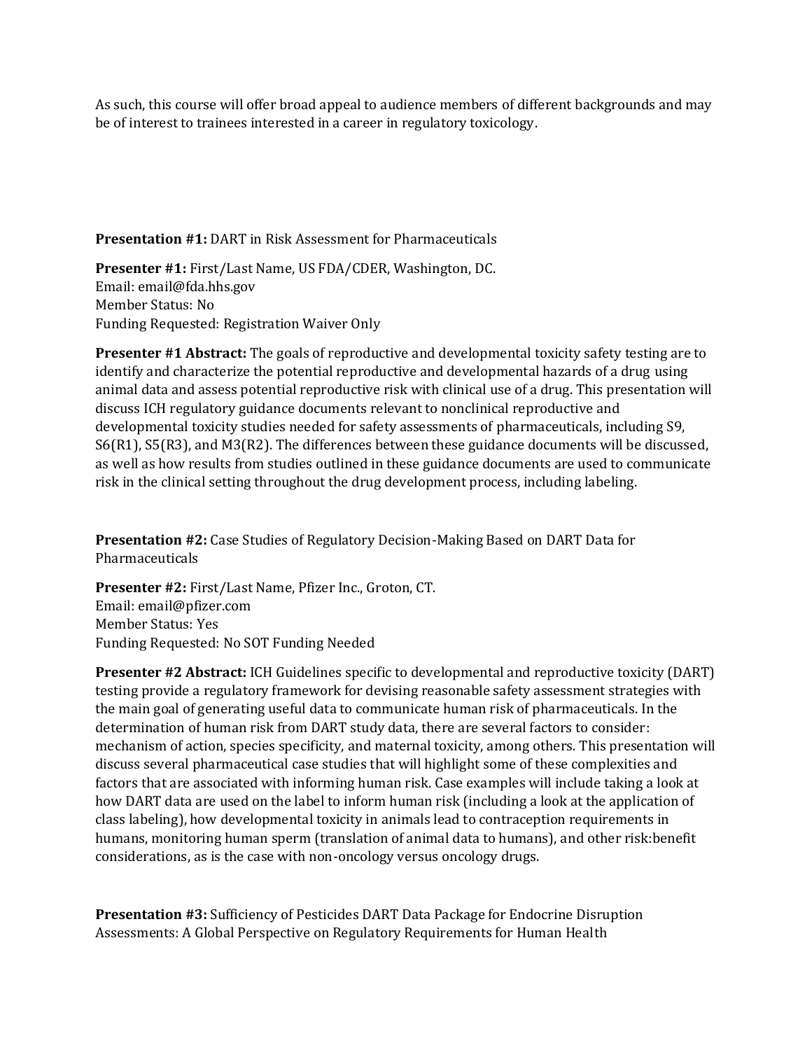As such, this course will offer broad appeal to audience members of different backgrounds and may be of interest to trainees interested in a career in regulatory toxicology.

**Presentation #1:** DART in Risk Assessment for Pharmaceuticals

**Presenter #1:** First/Last Name, US FDA/CDER, Washington, DC.
Email: email@fda.hhs.gov
Member Status: No
Funding Requested: Registration Waiver Only

**Presenter #1 Abstract:** The goals of reproductive and developmental toxicity safety testing are to identify and characterize the potential reproductive and developmental hazards of a drug using animal data and assess potential reproductive risk with clinical use of a drug. This presentation will discuss ICH regulatory guidance documents relevant to nonclinical reproductive and developmental toxicity studies needed for safety assessments of pharmaceuticals, including S9, S6(R1), S5(R3), and M3(R2). The differences between these guidance documents will be discussed, as well as how results from studies outlined in these guidance documents are used to communicate risk in the clinical setting throughout the drug development process, including labeling.

**Presentation #2:** Case Studies of Regulatory Decision-Making Based on DART Data for Pharmaceuticals

**Presenter #2:** First/Last Name, Pfizer Inc., Groton, CT.
Email: email@pfizer.com
Member Status: Yes
Funding Requested: No SOT Funding Needed

**Presenter #2 Abstract:** ICH Guidelines specific to developmental and reproductive toxicity (DART) testing provide a regulatory framework for devising reasonable safety assessment strategies with the main goal of generating useful data to communicate human risk of pharmaceuticals. In the determination of human risk from DART study data, there are several factors to consider: mechanism of action, species specificity, and maternal toxicity, among others. This presentation will discuss several pharmaceutical case studies that will highlight some of these complexities and factors that are associated with informing human risk. Case examples will include taking a look at how DART data are used on the label to inform human risk (including a look at the application of class labeling), how developmental toxicity in animals lead to contraception requirements in humans, monitoring human sperm (translation of animal data to humans), and other risk:benefit considerations, as is the case with non-oncology versus oncology drugs.

**Presentation #3:** Sufficiency of Pesticides DART Data Package for Endocrine Disruption Assessments: A Global Perspective on Regulatory Requirements for Human Health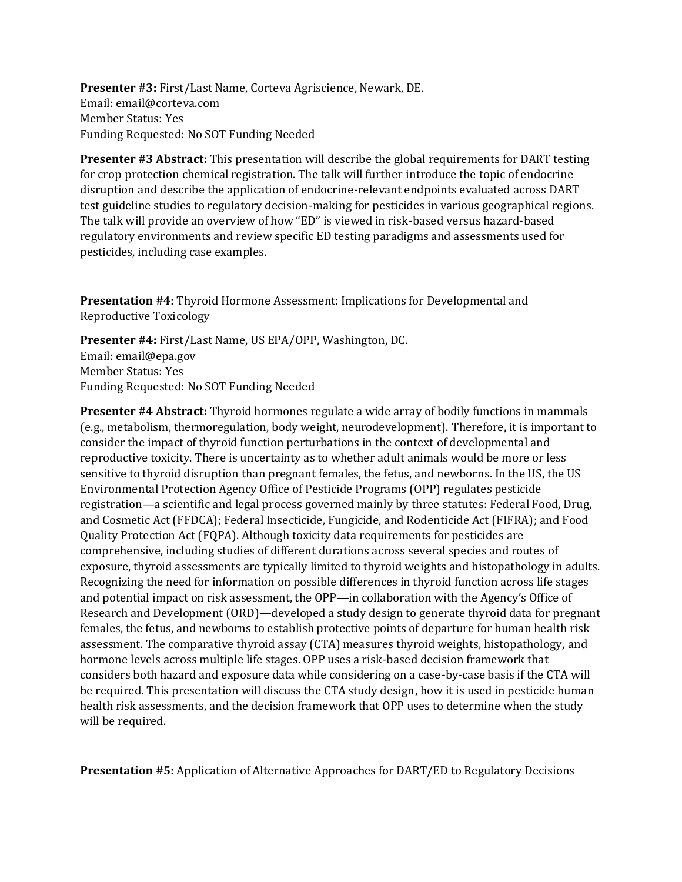**Presenter #3:** First/Last Name, Corteva Agriscience, Newark, DE.
Email: email@corteva.com
Member Status: Yes
Funding Requested: No SOT Funding Needed

**Presenter #3 Abstract:** This presentation will describe the global requirements for DART testing for crop protection chemical registration. The talk will further introduce the topic of endocrine disruption and describe the application of endocrine-relevant endpoints evaluated across DART test guideline studies to regulatory decision-making for pesticides in various geographical regions. The talk will provide an overview of how "ED" is viewed in risk-based versus hazard-based regulatory environments and review specific ED testing paradigms and assessments used for pesticides, including case examples.

**Presentation #4:** Thyroid Hormone Assessment: Implications for Developmental and Reproductive Toxicology

**Presenter #4:** First/Last Name, US EPA/OPP, Washington, DC.
Email: email@epa.gov
Member Status: Yes
Funding Requested: No SOT Funding Needed

**Presenter #4 Abstract:** Thyroid hormones regulate a wide array of bodily functions in mammals (e.g., metabolism, thermoregulation, body weight, neurodevelopment). Therefore, it is important to consider the impact of thyroid function perturbations in the context of developmental and reproductive toxicity. There is uncertainty as to whether adult animals would be more or less sensitive to thyroid disruption than pregnant females, the fetus, and newborns. In the US, the US Environmental Protection Agency Office of Pesticide Programs (OPP) regulates pesticide registration—a scientific and legal process governed mainly by three statutes: Federal Food, Drug, and Cosmetic Act (FFDCA); Federal Insecticide, Fungicide, and Rodenticide Act (FIFRA); and Food Quality Protection Act (FQPA). Although toxicity data requirements for pesticides are comprehensive, including studies of different durations across several species and routes of exposure, thyroid assessments are typically limited to thyroid weights and histopathology in adults. Recognizing the need for information on possible differences in thyroid function across life stages and potential impact on risk assessment, the OPP—in collaboration with the Agency's Office of Research and Development (ORD)—developed a study design to generate thyroid data for pregnant females, the fetus, and newborns to establish protective points of departure for human health risk assessment. The comparative thyroid assay (CTA) measures thyroid weights, histopathology, and hormone levels across multiple life stages. OPP uses a risk-based decision framework that considers both hazard and exposure data while considering on a case-by-case basis if the CTA will be required. This presentation will discuss the CTA study design, how it is used in pesticide human health risk assessments, and the decision framework that OPP uses to determine when the study will be required.

**Presentation #5:** Application of Alternative Approaches for DART/ED to Regulatory Decisions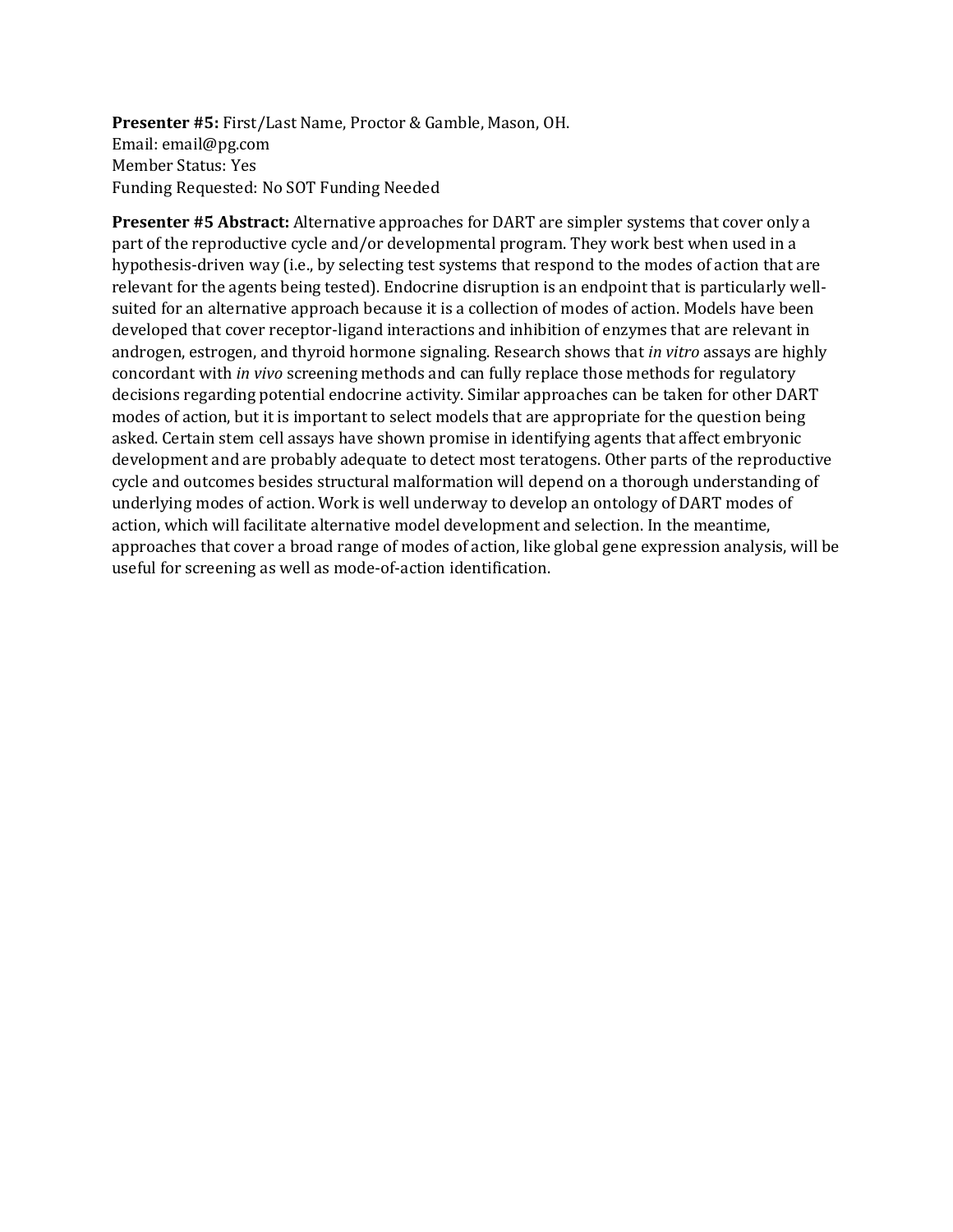**Presenter #5:** First/Last Name, Proctor & Gamble, Mason, OH.
Email: email@pg.com
Member Status: Yes
Funding Requested: No SOT Funding Needed

**Presenter #5 Abstract:** Alternative approaches for DART are simpler systems that cover only a part of the reproductive cycle and/or developmental program. They work best when used in a hypothesis-driven way (i.e., by selecting test systems that respond to the modes of action that are relevant for the agents being tested). Endocrine disruption is an endpoint that is particularly well-suited for an alternative approach because it is a collection of modes of action. Models have been developed that cover receptor-ligand interactions and inhibition of enzymes that are relevant in androgen, estrogen, and thyroid hormone signaling. Research shows that *in vitro* assays are highly concordant with *in vivo* screening methods and can fully replace those methods for regulatory decisions regarding potential endocrine activity. Similar approaches can be taken for other DART modes of action, but it is important to select models that are appropriate for the question being asked. Certain stem cell assays have shown promise in identifying agents that affect embryonic development and are probably adequate to detect most teratogens. Other parts of the reproductive cycle and outcomes besides structural malformation will depend on a thorough understanding of underlying modes of action. Work is well underway to develop an ontology of DART modes of action, which will facilitate alternative model development and selection. In the meantime, approaches that cover a broad range of modes of action, like global gene expression analysis, will be useful for screening as well as mode-of-action identification.